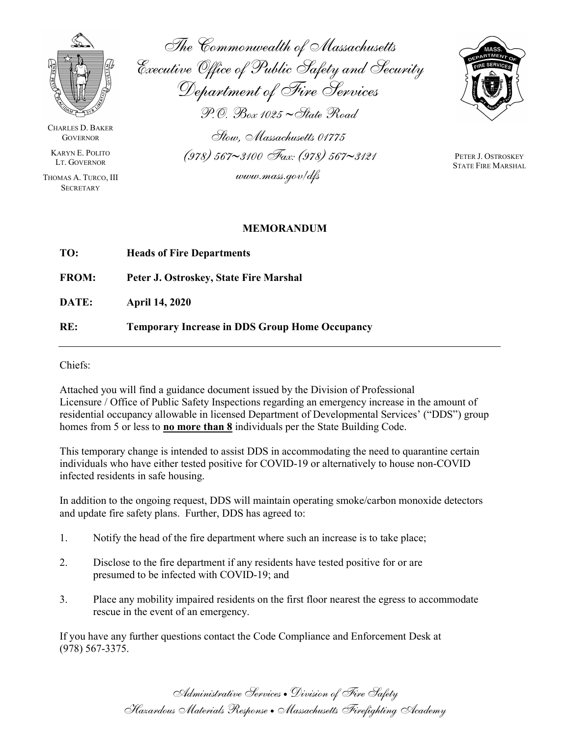The Commonwealth of Massachusetts
Executive Office of Public Safety and Security
Department of Fire Services
P.O. Box 1025 ~ State Road
Stow, Massachusetts 01775
(978) 567~3100 Fax: (978) 567~3121
www.mass.gov/dfs

CHARLES D. BAKER
GOVERNOR

KARYN E. POLITO
LT. GOVERNOR

THOMAS A. TURCO, III
SECRETARY

PETER J. OSTROSKEY
STATE FIRE MARSHAL

**MEMORANDUM**

**TO:** **Heads of Fire Departments**

**FROM:** **Peter J. Ostroskey, State Fire Marshal**

**DATE:** **April 14, 2020**

**RE:** **Temporary Increase in DDS Group Home Occupancy**

---

Chiefs:

Attached you will find a guidance document issued by the Division of Professional Licensure / Office of Public Safety Inspections regarding an emergency increase in the amount of residential occupancy allowable in licensed Department of Developmental Services' ("DDS") group homes from 5 or less to **<u>no more than 8</u>** individuals per the State Building Code.

This temporary change is intended to assist DDS in accommodating the need to quarantine certain individuals who have either tested positive for COVID-19 or alternatively to house non-COVID infected residents in safe housing.

In addition to the ongoing request, DDS will maintain operating smoke/carbon monoxide detectors and update fire safety plans. Further, DDS has agreed to:

1. Notify the head of the fire department where such an increase is to take place;
2. Disclose to the fire department if any residents have tested positive for or are presumed to be infected with COVID-19; and
3. Place any mobility impaired residents on the first floor nearest the egress to accommodate rescue in the event of an emergency.

If you have any further questions contact the Code Compliance and Enforcement Desk at (978) 567-3375.

Administrative Services • Division of Fire Safety
Hazardous Materials Response • Massachusetts Firefighting Academy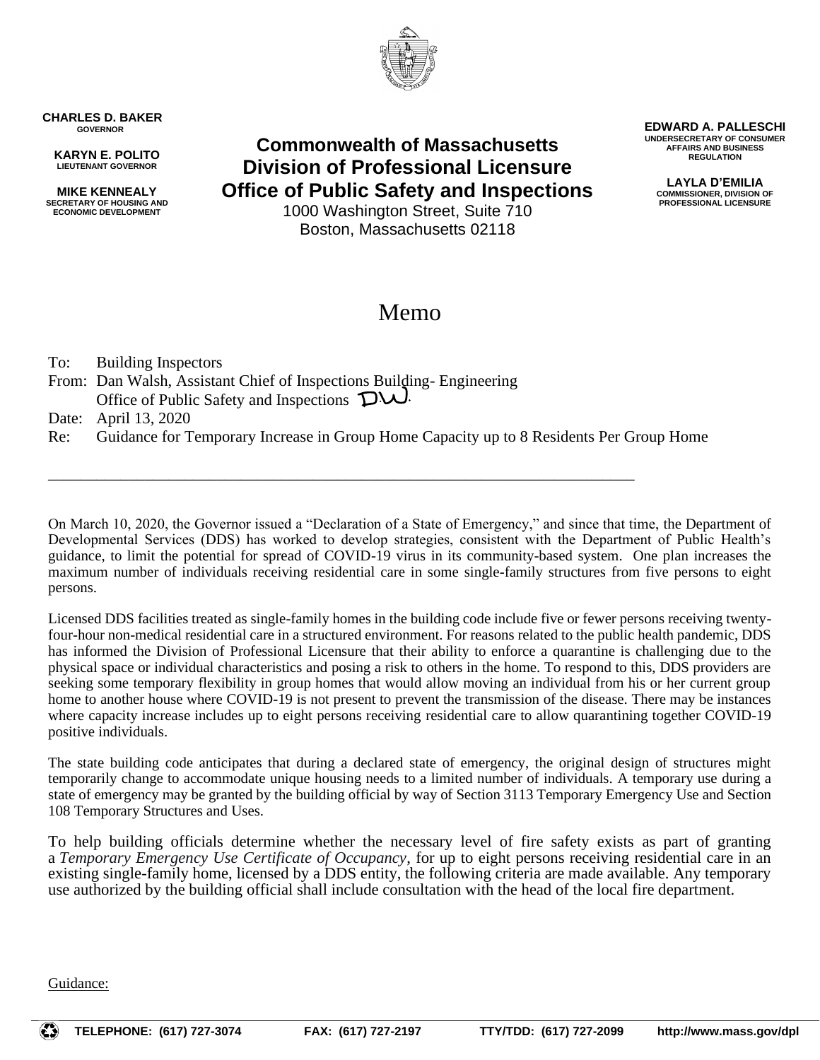**CHARLES D. BAKER**
GOVERNOR

**KARYN E. POLITO**
LIEUTENANT GOVERNOR

**MIKE KENNEALY**
SECRETARY OF HOUSING AND ECONOMIC DEVELOPMENT

# Commonwealth of Massachusetts
# Division of Professional Licensure
# Office of Public Safety and Inspections

1000 Washington Street, Suite 710
Boston, Massachusetts 02118

**EDWARD A. PALLESCHI**
UNDERSECRETARY OF CONSUMER AFFAIRS AND BUSINESS REGULATION

**LAYLA D'EMILIA**
COMMISSIONER, DIVISION OF PROFESSIONAL LICENSURE

## Memo

To: Building Inspectors
From: Dan Walsh, Assistant Chief of Inspections Building- Engineering
Office of Public Safety and Inspections DW.
Date: April 13, 2020
Re: Guidance for Temporary Increase in Group Home Capacity up to 8 Residents Per Group Home

---

On March 10, 2020, the Governor issued a "Declaration of a State of Emergency," and since that time, the Department of Developmental Services (DDS) has worked to develop strategies, consistent with the Department of Public Health's guidance, to limit the potential for spread of COVID-19 virus in its community-based system. One plan increases the maximum number of individuals receiving residential care in some single-family structures from five persons to eight persons.

Licensed DDS facilities treated as single-family homes in the building code include five or fewer persons receiving twenty-four-hour non-medical residential care in a structured environment. For reasons related to the public health pandemic, DDS has informed the Division of Professional Licensure that their ability to enforce a quarantine is challenging due to the physical space or individual characteristics and posing a risk to others in the home. To respond to this, DDS providers are seeking some temporary flexibility in group homes that would allow moving an individual from his or her current group home to another house where COVID-19 is not present to prevent the transmission of the disease. There may be instances where capacity increase includes up to eight persons receiving residential care to allow quarantining together COVID-19 positive individuals.

The state building code anticipates that during a declared state of emergency, the original design of structures might temporarily change to accommodate unique housing needs to a limited number of individuals. A temporary use during a state of emergency may be granted by the building official by way of Section 3113 Temporary Emergency Use and Section 108 Temporary Structures and Uses.

To help building officials determine whether the necessary level of fire safety exists as part of granting a *Temporary Emergency Use Certificate of Occupancy*, for up to eight persons receiving residential care in an existing single-family home, licensed by a DDS entity, the following criteria are made available. Any temporary use authorized by the building official shall include consultation with the head of the local fire department.

Guidance: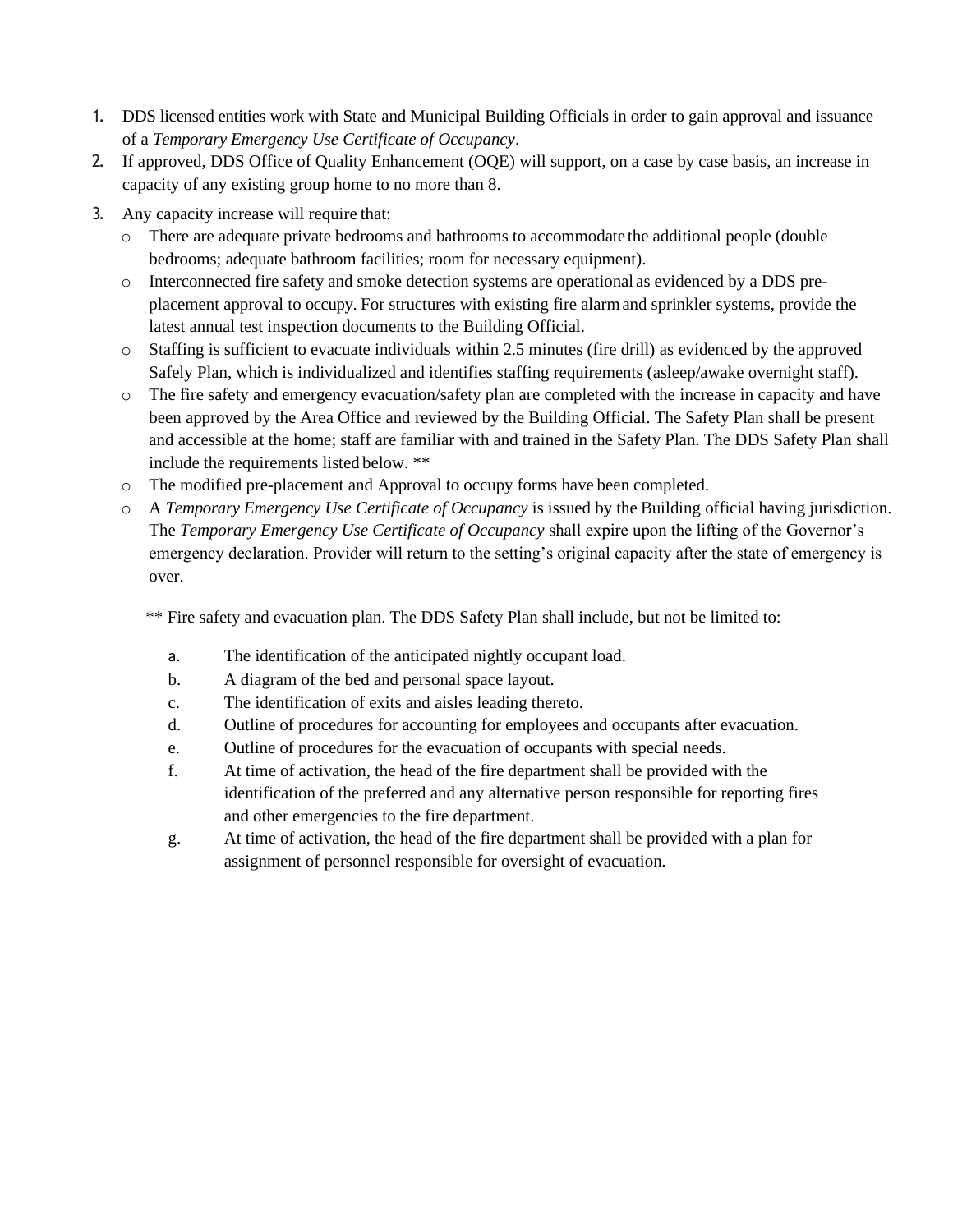1. DDS licensed entities work with State and Municipal Building Officials in order to gain approval and issuance of a *Temporary Emergency Use Certificate of Occupancy*.
2. If approved, DDS Office of Quality Enhancement (OQE) will support, on a case by case basis, an increase in capacity of any existing group home to no more than 8.
3. Any capacity increase will require that:
   - There are adequate private bedrooms and bathrooms to accommodate the additional people (double bedrooms; adequate bathroom facilities; room for necessary equipment).
   - Interconnected fire safety and smoke detection systems are operational as evidenced by a DDS pre-placement approval to occupy. For structures with existing fire alarm and sprinkler systems, provide the latest annual test inspection documents to the Building Official.
   - Staffing is sufficient to evacuate individuals within 2.5 minutes (fire drill) as evidenced by the approved Safely Plan, which is individualized and identifies staffing requirements (asleep/awake overnight staff).
   - The fire safety and emergency evacuation/safety plan are completed with the increase in capacity and have been approved by the Area Office and reviewed by the Building Official. The Safety Plan shall be present and accessible at the home; staff are familiar with and trained in the Safety Plan. The DDS Safety Plan shall include the requirements listed below. **
   - The modified pre-placement and Approval to occupy forms have been completed.
   - A *Temporary Emergency Use Certificate of Occupancy* is issued by the Building official having jurisdiction. The *Temporary Emergency Use Certificate of Occupancy* shall expire upon the lifting of the Governor's emergency declaration. Provider will return to the setting's original capacity after the state of emergency is over.

** Fire safety and evacuation plan. The DDS Safety Plan shall include, but not be limited to:

a. The identification of the anticipated nightly occupant load.
b. A diagram of the bed and personal space layout.
c. The identification of exits and aisles leading thereto.
d. Outline of procedures for accounting for employees and occupants after evacuation.
e. Outline of procedures for the evacuation of occupants with special needs.
f. At time of activation, the head of the fire department shall be provided with the identification of the preferred and any alternative person responsible for reporting fires and other emergencies to the fire department.
g. At time of activation, the head of the fire department shall be provided with a plan for assignment of personnel responsible for oversight of evacuation.